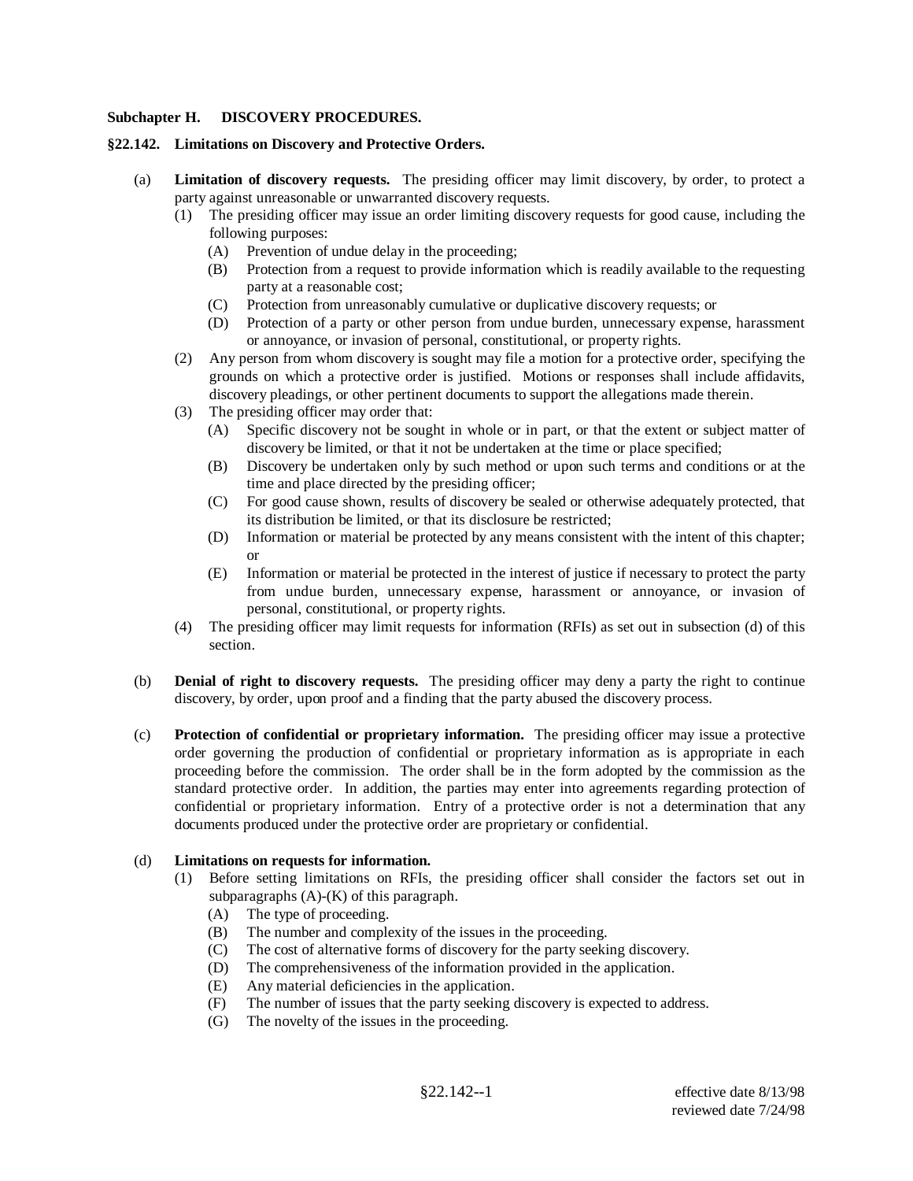**Subchapter H. DISCOVERY PROCEDURES.**

**§22.142. Limitations on Discovery and Protective Orders.**

(a) **Limitation of discovery requests.** The presiding officer may limit discovery, by order, to protect a party against unreasonable or unwarranted discovery requests.

(1) The presiding officer may issue an order limiting discovery requests for good cause, including the following purposes:

(A) Prevention of undue delay in the proceeding;

(B) Protection from a request to provide information which is readily available to the requesting party at a reasonable cost;

(C) Protection from unreasonably cumulative or duplicative discovery requests; or

(D) Protection of a party or other person from undue burden, unnecessary expense, harassment or annoyance, or invasion of personal, constitutional, or property rights.

(2) Any person from whom discovery is sought may file a motion for a protective order, specifying the grounds on which a protective order is justified. Motions or responses shall include affidavits, discovery pleadings, or other pertinent documents to support the allegations made therein.

(3) The presiding officer may order that:

(A) Specific discovery not be sought in whole or in part, or that the extent or subject matter of discovery be limited, or that it not be undertaken at the time or place specified;

(B) Discovery be undertaken only by such method or upon such terms and conditions or at the time and place directed by the presiding officer;

(C) For good cause shown, results of discovery be sealed or otherwise adequately protected, that its distribution be limited, or that its disclosure be restricted;

(D) Information or material be protected by any means consistent with the intent of this chapter; or

(E) Information or material be protected in the interest of justice if necessary to protect the party from undue burden, unnecessary expense, harassment or annoyance, or invasion of personal, constitutional, or property rights.

(4) The presiding officer may limit requests for information (RFIs) as set out in subsection (d) of this section.

(b) **Denial of right to discovery requests.** The presiding officer may deny a party the right to continue discovery, by order, upon proof and a finding that the party abused the discovery process.

(c) **Protection of confidential or proprietary information.** The presiding officer may issue a protective order governing the production of confidential or proprietary information as is appropriate in each proceeding before the commission. The order shall be in the form adopted by the commission as the standard protective order. In addition, the parties may enter into agreements regarding protection of confidential or proprietary information. Entry of a protective order is not a determination that any documents produced under the protective order are proprietary or confidential.

(d) **Limitations on requests for information.**

(1) Before setting limitations on RFIs, the presiding officer shall consider the factors set out in subparagraphs (A)-(K) of this paragraph.

(A) The type of proceeding.

(B) The number and complexity of the issues in the proceeding.

(C) The cost of alternative forms of discovery for the party seeking discovery.

(D) The comprehensiveness of the information provided in the application.

(E) Any material deficiencies in the application.

(F) The number of issues that the party seeking discovery is expected to address.

(G) The novelty of the issues in the proceeding.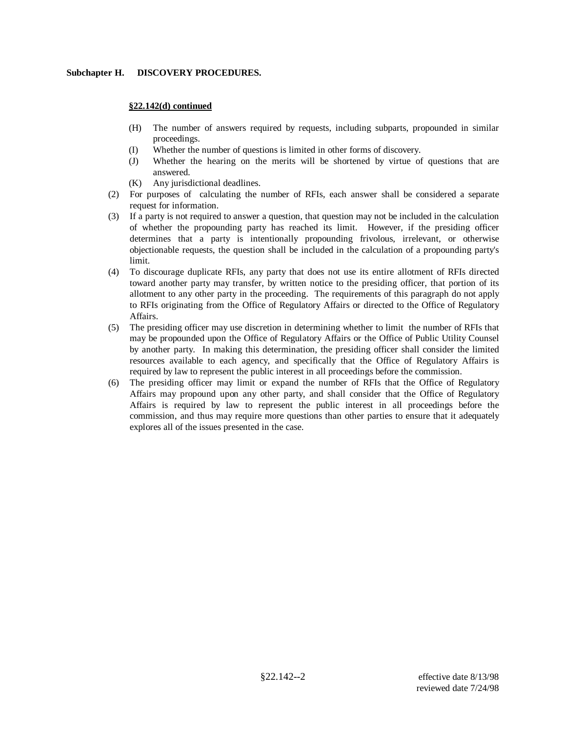**Subchapter H. DISCOVERY PROCEDURES.**

**§22.142(d) continued**

(H) The number of answers required by requests, including subparts, propounded in similar proceedings.

(I) Whether the number of questions is limited in other forms of discovery.

(J) Whether the hearing on the merits will be shortened by virtue of questions that are answered.

(K) Any jurisdictional deadlines.

(2) For purposes of calculating the number of RFIs, each answer shall be considered a separate request for information.

(3) If a party is not required to answer a question, that question may not be included in the calculation of whether the propounding party has reached its limit. However, if the presiding officer determines that a party is intentionally propounding frivolous, irrelevant, or otherwise objectionable requests, the question shall be included in the calculation of a propounding party's limit.

(4) To discourage duplicate RFIs, any party that does not use its entire allotment of RFIs directed toward another party may transfer, by written notice to the presiding officer, that portion of its allotment to any other party in the proceeding. The requirements of this paragraph do not apply to RFIs originating from the Office of Regulatory Affairs or directed to the Office of Regulatory Affairs.

(5) The presiding officer may use discretion in determining whether to limit the number of RFIs that may be propounded upon the Office of Regulatory Affairs or the Office of Public Utility Counsel by another party. In making this determination, the presiding officer shall consider the limited resources available to each agency, and specifically that the Office of Regulatory Affairs is required by law to represent the public interest in all proceedings before the commission.

(6) The presiding officer may limit or expand the number of RFIs that the Office of Regulatory Affairs may propound upon any other party, and shall consider that the Office of Regulatory Affairs is required by law to represent the public interest in all proceedings before the commission, and thus may require more questions than other parties to ensure that it adequately explores all of the issues presented in the case.